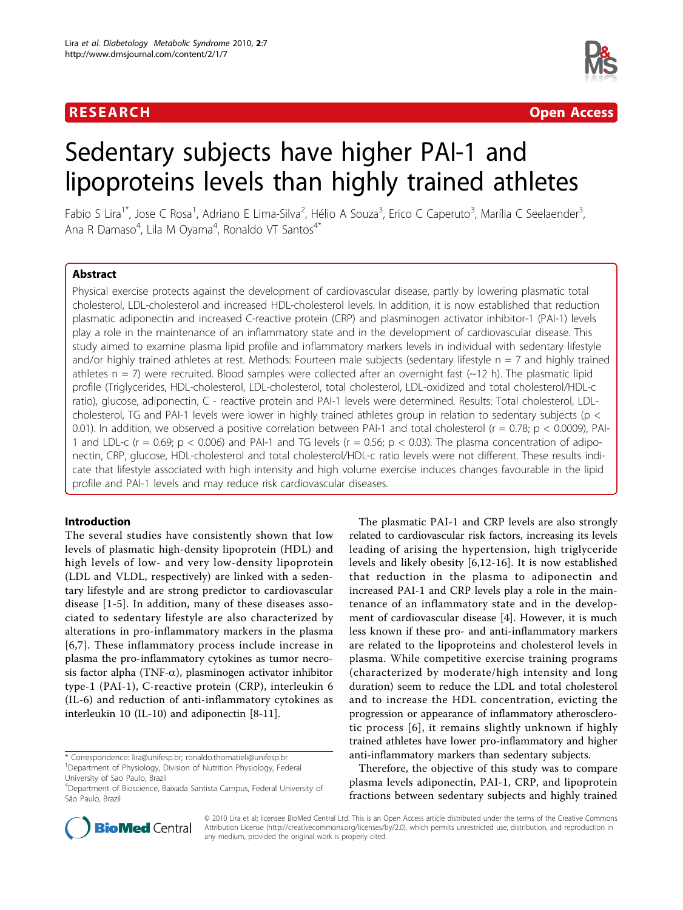RESEARCH

Open Access

# Sedentary subjects have higher PAI-1 and lipoproteins levels than highly trained athletes

Fabio S Lira[1*], Jose C Rosa[1], Adriano E Lima-Silva[2], Hélio A Souza[3], Erico C Caperuto[3], Marília C Seelaender[3], Ana R Damaso[4], Lila M Oyama[4], Ronaldo VT Santos[4*]

## Abstract

Physical exercise protects against the development of cardiovascular disease, partly by lowering plasmatic total cholesterol, LDL-cholesterol and increased HDL-cholesterol levels. In addition, it is now established that reduction plasmatic adiponectin and increased C-reactive protein (CRP) and plasminogen activator inhibitor-1 (PAI-1) levels play a role in the maintenance of an inflammatory state and in the development of cardiovascular disease. This study aimed to examine plasma lipid profile and inflammatory markers levels in individual with sedentary lifestyle and/or highly trained athletes at rest. Methods: Fourteen male subjects (sedentary lifestyle n = 7 and highly trained athletes n = 7) were recruited. Blood samples were collected after an overnight fast (~12 h). The plasmatic lipid profile (Triglycerides, HDL-cholesterol, LDL-cholesterol, total cholesterol, LDL-oxidized and total cholesterol/HDL-c ratio), glucose, adiponectin, C - reactive protein and PAI-1 levels were determined. Results: Total cholesterol, LDL-cholesterol, TG and PAI-1 levels were lower in highly trained athletes group in relation to sedentary subjects ($p < 0.01$). In addition, we observed a positive correlation between PAI-1 and total cholesterol ($r = 0.78$; $p < 0.0009$), PAI-1 and LDL-c ($r = 0.69$; $p < 0.006$) and PAI-1 and TG levels ($r = 0.56$; $p < 0.03$). The plasma concentration of adiponectin, CRP, glucose, HDL-cholesterol and total cholesterol/HDL-c ratio levels were not different. These results indicate that lifestyle associated with high intensity and high volume exercise induces changes favourable in the lipid profile and PAI-1 levels and may reduce risk cardiovascular diseases.

## Introduction

The several studies have consistently shown that low levels of plasmatic high-density lipoprotein (HDL) and high levels of low- and very low-density lipoprotein (LDL and VLDL, respectively) are linked with a sedentary lifestyle and are strong predictor to cardiovascular disease [1-5]. In addition, many of these diseases associated to sedentary lifestyle are also characterized by alterations in pro-inflammatory markers in the plasma [6,7]. These inflammatory process include increase in plasma the pro-inflammatory cytokines as tumor necrosis factor alpha (TNF-$\alpha$), plasminogen activator inhibitor type-1 (PAI-1), C-reactive protein (CRP), interleukin 6 (IL-6) and reduction of anti-inflammatory cytokines as interleukin 10 (IL-10) and adiponectin [8-11].

The plasmatic PAI-1 and CRP levels are also strongly related to cardiovascular risk factors, increasing its levels leading of arising the hypertension, high triglyceride levels and likely obesity [6,12-16]. It is now established that reduction in the plasma to adiponectin and increased PAI-1 and CRP levels play a role in the maintenance of an inflammatory state and in the development of cardiovascular disease [4]. However, it is much less known if these pro- and anti-inflammatory markers are related to the lipoproteins and cholesterol levels in plasma. While competitive exercise training programs (characterized by moderate/high intensity and long duration) seem to reduce the LDL and total cholesterol and to increase the HDL concentration, evicting the progression or appearance of inflammatory atherosclerotic process [6], it remains slightly unknown if highly trained athletes have lower pro-inflammatory and higher anti-inflammatory markers than sedentary subjects.

Therefore, the objective of this study was to compare plasma levels adiponectin, PAI-1, CRP, and lipoprotein fractions between sedentary subjects and highly trained

\* Correspondence: lira@unifesp.br; ronaldo.thomatieli@unifesp.br
[1]Department of Physiology, Division of Nutrition Physiology, Federal University of Sao Paulo, Brazil
[4]Department of Bioscience, Baixada Santista Campus, Federal University of São Paulo, Brazil

© 2010 Lira et al; licensee BioMed Central Ltd. This is an Open Access article distributed under the terms of the Creative Commons Attribution License (http://creativecommons.org/licenses/by/2.0), which permits unrestricted use, distribution, and reproduction in any medium, provided the original work is properly cited.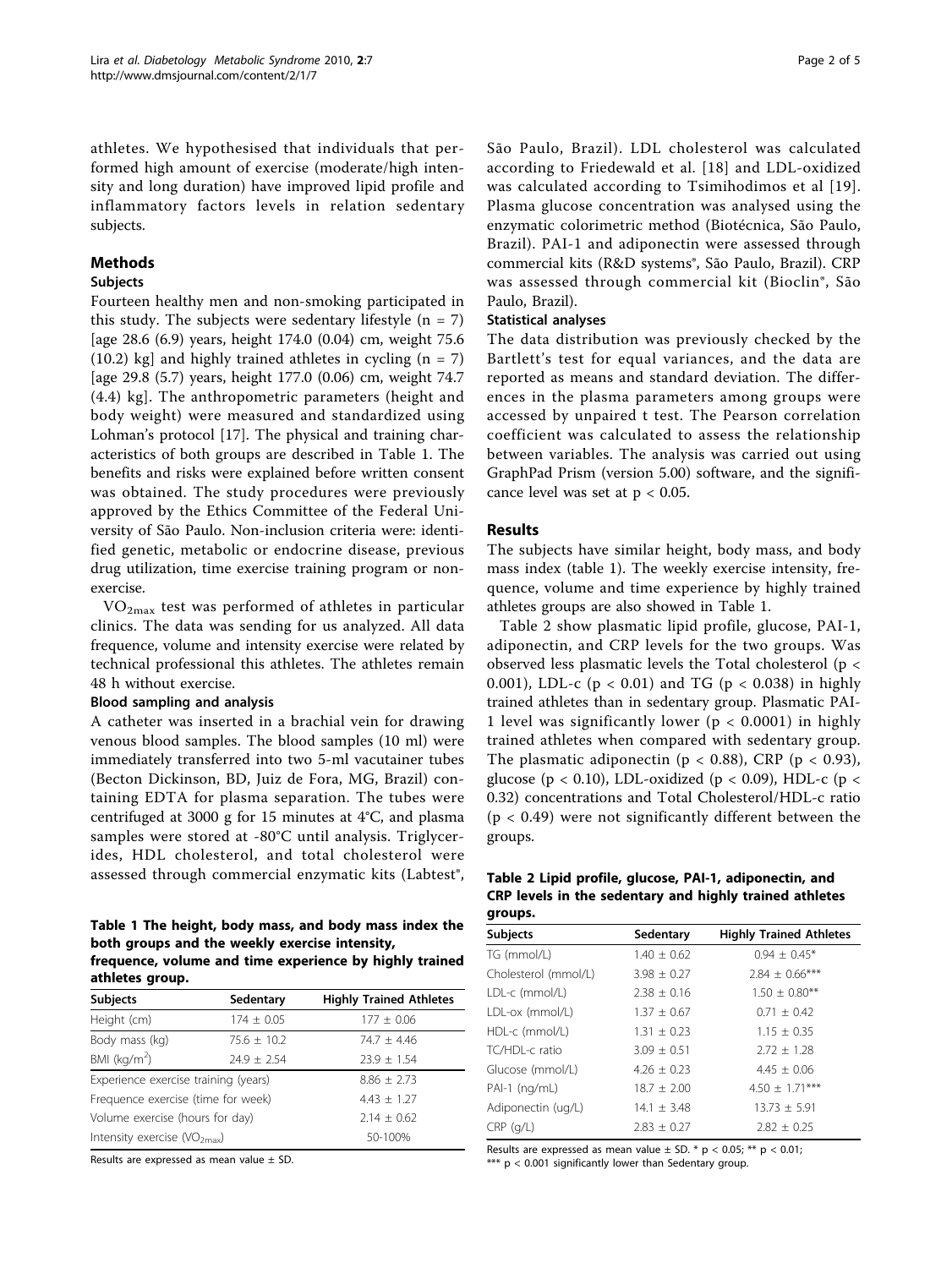athletes. We hypothesised that individuals that performed high amount of exercise (moderate/high intensity and long duration) have improved lipid profile and inflammatory factors levels in relation sedentary subjects.

## Methods

### Subjects

Fourteen healthy men and non-smoking participated in this study. The subjects were sedentary lifestyle (n = 7) [age 28.6 (6.9) years, height 174.0 (0.04) cm, weight 75.6 (10.2) kg] and highly trained athletes in cycling (n = 7) [age 29.8 (5.7) years, height 177.0 (0.06) cm, weight 74.7 (4.4) kg]. The anthropometric parameters (height and body weight) were measured and standardized using Lohman's protocol [17]. The physical and training characteristics of both groups are described in Table 1. The benefits and risks were explained before written consent was obtained. The study procedures were previously approved by the Ethics Committee of the Federal University of São Paulo. Non-inclusion criteria were: identified genetic, metabolic or endocrine disease, previous drug utilization, time exercise training program or non-exercise.

$VO_{2max}$ test was performed of athletes in particular clinics. The data was sending for us analyzed. All data frequence, volume and intensity exercise were related by technical professional this athletes. The athletes remain 48 h without exercise.

### Blood sampling and analysis

A catheter was inserted in a brachial vein for drawing venous blood samples. The blood samples (10 ml) were immediately transferred into two 5-ml vacutainer tubes (Becton Dickinson, BD, Juiz de Fora, MG, Brazil) containing EDTA for plasma separation. The tubes were centrifuged at 3000 g for 15 minutes at 4°C, and plasma samples were stored at -80°C until analysis. Triglycerides, HDL cholesterol, and total cholesterol were assessed through commercial enzymatic kits (Labtest®, São Paulo, Brazil). LDL cholesterol was calculated according to Friedewald et al. [18] and LDL-oxidized was calculated according to Tsimihodimos et al [19]. Plasma glucose concentration was analysed using the enzymatic colorimetric method (Biotécnica, São Paulo, Brazil). PAI-1 and adiponectin were assessed through commercial kits (R&D systems®, São Paulo, Brazil). CRP was assessed through commercial kit (Bioclin®, São Paulo, Brazil).

### Statistical analyses

The data distribution was previously checked by the Bartlett's test for equal variances, and the data are reported as means and standard deviation. The differences in the plasma parameters among groups were accessed by unpaired t test. The Pearson correlation coefficient was calculated to assess the relationship between variables. The analysis was carried out using GraphPad Prism (version 5.00) software, and the significance level was set at $p < 0.05$.

**Table 1 The height, body mass, and body mass index the both groups and the weekly exercise intensity, frequence, volume and time experience by highly trained athletes group.**

| Subjects | Sedentary | Highly Trained Athletes |
|---|---|---|
| Height (cm) | 174 ± 0.05 | 177 ± 0.06 |
| Body mass (kg) | 75.6 ± 10.2 | 74.7 ± 4.46 |
| BMI ($kg/m^2$) | 24.9 ± 2.54 | 23.9 ± 1.54 |
| Experience exercise training (years) | | 8.86 ± 2.73 |
| Frequence exercise (time for week) | | 4.43 ± 1.27 |
| Volume exercise (hours for day) | | 2.14 ± 0.62 |
| Intensity exercise ($VO_{2max}$) | | 50-100% |

Results are expressed as mean value ± SD.

## Results

The subjects have similar height, body mass, and body mass index (table 1). The weekly exercise intensity, frequence, volume and time experience by highly trained athletes groups are also showed in Table 1.

Table 2 show plasmatic lipid profile, glucose, PAI-1, adiponectin, and CRP levels for the two groups. Was observed less plasmatic levels the Total cholesterol ($p < 0.001$), LDL-c ($p < 0.01$) and TG ($p < 0.038$) in highly trained athletes than in sedentary group. Plasmatic PAI-1 level was significantly lower ($p < 0.0001$) in highly trained athletes when compared with sedentary group. The plasmatic adiponectin ($p < 0.88$), CRP ($p < 0.93$), glucose ($p < 0.10$), LDL-oxidized ($p < 0.09$), HDL-c ($p < 0.32$) concentrations and Total Cholesterol/HDL-c ratio ($p < 0.49$) were not significantly different between the groups.

**Table 2 Lipid profile, glucose, PAI-1, adiponectin, and CRP levels in the sedentary and highly trained athletes groups.**

| Subjects | Sedentary | Highly Trained Athletes |
|---|---|---|
| TG (mmol/L) | 1.40 ± 0.62 | 0.94 ± 0.45* |
| Cholesterol (mmol/L) | 3.98 ± 0.27 | 2.84 ± 0.66*** |
| LDL-c (mmol/L) | 2.38 ± 0.16 | 1.50 ± 0.80** |
| LDL-ox (mmol/L) | 1.37 ± 0.67 | 0.71 ± 0.42 |
| HDL-c (mmol/L) | 1.31 ± 0.23 | 1.15 ± 0.35 |
| TC/HDL-c ratio | 3.09 ± 0.51 | 2.72 ± 1.28 |
| Glucose (mmol/L) | 4.26 ± 0.23 | 4.45 ± 0.06 |
| PAI-1 (ng/mL) | 18.7 ± 2.00 | 4.50 ± 1.71*** |
| Adiponectin (ug/L) | 14.1 ± 3.48 | 13.73 ± 5.91 |
| CRP (g/L) | 2.83 ± 0.27 | 2.82 ± 0.25 |

Results are expressed as mean value ± SD. * $p < 0.05$; ** $p < 0.01$; *** $p < 0.001$ significantly lower than Sedentary group.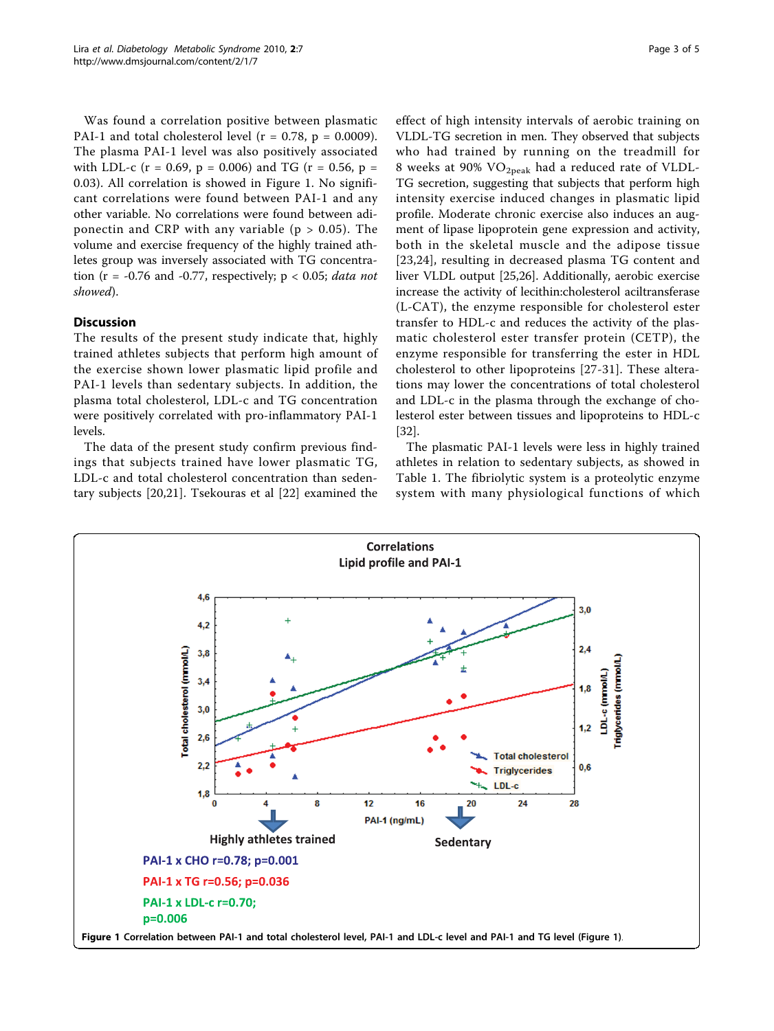Was found a correlation positive between plasmatic PAI-1 and total cholesterol level (r = 0.78, p = 0.0009). The plasma PAI-1 level was also positively associated with LDL-c (r = 0.69, p = 0.006) and TG (r = 0.56, p = 0.03). All correlation is showed in Figure 1. No significant correlations were found between PAI-1 and any other variable. No correlations were found between adiponectin and CRP with any variable (p > 0.05). The volume and exercise frequency of the highly trained athletes group was inversely associated with TG concentration (r = -0.76 and -0.77, respectively; p < 0.05; *data not showed*).

## Discussion

The results of the present study indicate that, highly trained athletes subjects that perform high amount of the exercise shown lower plasmatic lipid profile and PAI-1 levels than sedentary subjects. In addition, the plasma total cholesterol, LDL-c and TG concentration were positively correlated with pro-inflammatory PAI-1 levels.

The data of the present study confirm previous findings that subjects trained have lower plasmatic TG, LDL-c and total cholesterol concentration than sedentary subjects [20,21]. Tsekouras et al [22] examined the effect of high intensity intervals of aerobic training on VLDL-TG secretion in men. They observed that subjects who had trained by running on the treadmill for 8 weeks at 90% $VO_{2peak}$ had a reduced rate of VLDL-TG secretion, suggesting that subjects that perform high intensity exercise induced changes in plasmatic lipid profile. Moderate chronic exercise also induces an augment of lipase lipoprotein gene expression and activity, both in the skeletal muscle and the adipose tissue [23,24], resulting in decreased plasma TG content and liver VLDL output [25,26]. Additionally, aerobic exercise increase the activity of lecithin:cholesterol aciltransferase (L-CAT), the enzyme responsible for cholesterol ester transfer to HDL-c and reduces the activity of the plasmatic cholesterol ester transfer protein (CETP), the enzyme responsible for transferring the ester in HDL cholesterol to other lipoproteins [27-31]. These alterations may lower the concentrations of total cholesterol and LDL-c in the plasma through the exchange of cholesterol ester between tissues and lipoproteins to HDL-c [32].

The plasmatic PAI-1 levels were less in highly trained athletes in relation to sedentary subjects, as showed in Table 1. The fibriolytic system is a proteolytic enzyme system with many physiological functions of which

**Figure 1** Correlation between PAI-1 and total cholesterol level, PAI-1 and LDL-c level and PAI-1 and TG level (Figure 1).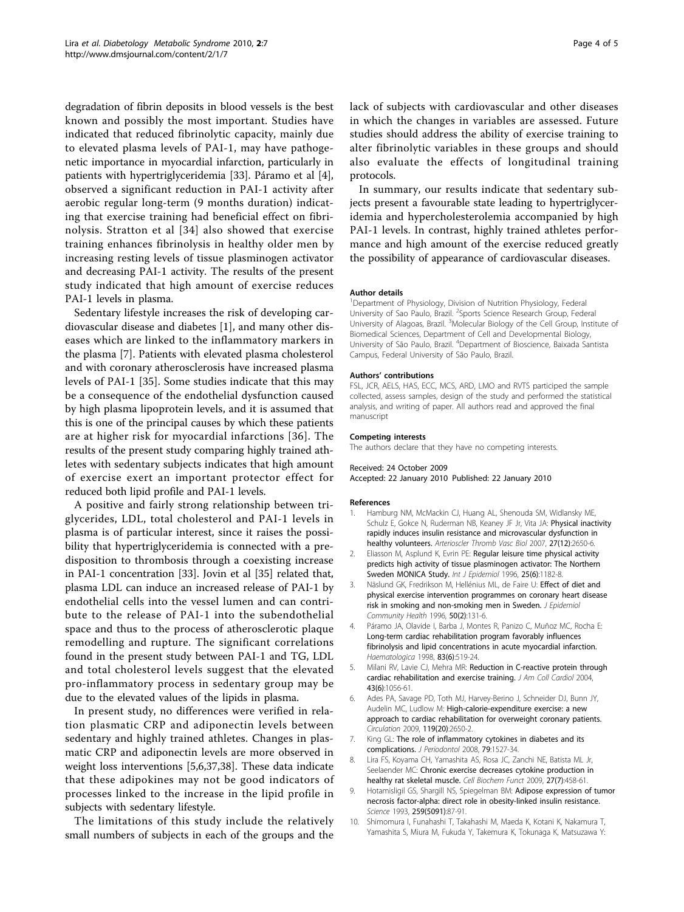degradation of fibrin deposits in blood vessels is the best known and possibly the most important. Studies have indicated that reduced fibrinolytic capacity, mainly due to elevated plasma levels of PAI-1, may have pathogenetic importance in myocardial infarction, particularly in patients with hypertriglyceridemia [33]. Páramo et al [4], observed a significant reduction in PAI-1 activity after aerobic regular long-term (9 months duration) indicating that exercise training had beneficial effect on fibrinolysis. Stratton et al [34] also showed that exercise training enhances fibrinolysis in healthy older men by increasing resting levels of tissue plasminogen activator and decreasing PAI-1 activity. The results of the present study indicated that high amount of exercise reduces PAI-1 levels in plasma.

Sedentary lifestyle increases the risk of developing cardiovascular disease and diabetes [1], and many other diseases which are linked to the inflammatory markers in the plasma [7]. Patients with elevated plasma cholesterol and with coronary atherosclerosis have increased plasma levels of PAI-1 [35]. Some studies indicate that this may be a consequence of the endothelial dysfunction caused by high plasma lipoprotein levels, and it is assumed that this is one of the principal causes by which these patients are at higher risk for myocardial infarctions [36]. The results of the present study comparing highly trained athletes with sedentary subjects indicates that high amount of exercise exert an important protector effect for reduced both lipid profile and PAI-1 levels.

A positive and fairly strong relationship between triglycerides, LDL, total cholesterol and PAI-1 levels in plasma is of particular interest, since it raises the possibility that hypertriglyceridemia is connected with a predisposition to thrombosis through a coexisting increase in PAI-1 concentration [33]. Jovin et al [35] related that, plasma LDL can induce an increased release of PAI-1 by endothelial cells into the vessel lumen and can contribute to the release of PAI-1 into the subendothelial space and thus to the process of atherosclerotic plaque remodelling and rupture. The significant correlations found in the present study between PAI-1 and TG, LDL and total cholesterol levels suggest that the elevated pro-inflammatory process in sedentary group may be due to the elevated values of the lipids in plasma.

In present study, no differences were verified in relation plasmatic CRP and adiponectin levels between sedentary and highly trained athletes. Changes in plasmatic CRP and adiponectin levels are more observed in weight loss interventions [5,6,37,38]. These data indicate that these adipokines may not be good indicators of processes linked to the increase in the lipid profile in subjects with sedentary lifestyle.

The limitations of this study include the relatively small numbers of subjects in each of the groups and the lack of subjects with cardiovascular and other diseases in which the changes in variables are assessed. Future studies should address the ability of exercise training to alter fibrinolytic variables in these groups and should also evaluate the effects of longitudinal training protocols.

In summary, our results indicate that sedentary subjects present a favourable state leading to hypertriglyceridemia and hypercholesterolemia accompanied by high PAI-1 levels. In contrast, highly trained athletes performance and high amount of the exercise reduced greatly the possibility of appearance of cardiovascular diseases.

#### Author details

[1]Department of Physiology, Division of Nutrition Physiology, Federal University of Sao Paulo, Brazil. [2]Sports Science Research Group, Federal University of Alagoas, Brazil. [3]Molecular Biology of the Cell Group, Institute of Biomedical Sciences, Department of Cell and Developmental Biology, University of São Paulo, Brazil. [4]Department of Bioscience, Baixada Santista Campus, Federal University of São Paulo, Brazil.

#### Authors' contributions

FSL, JCR, AELS, HAS, ECC, MCS, ARD, LMO and RVTS participed the sample collected, assess samples, design of the study and performed the statistical analysis, and writing of paper. All authors read and approved the final manuscript

#### Competing interests

The authors declare that they have no competing interests.

Received: 24 October 2009
Accepted: 22 January 2010 Published: 22 January 2010

#### References

1. Hamburg NM, McMackin CJ, Huang AL, Shenouda SM, Widlansky ME, Schulz E, Gokce N, Ruderman NB, Keaney JF Jr, Vita JA: Physical inactivity rapidly induces insulin resistance and microvascular dysfunction in healthy volunteers. *Arterioscler Thromb Vasc Biol* 2007, 27(12):2650-6.
2. Eliasson M, Asplund K, Evrin PE: Regular leisure time physical activity predicts high activity of tissue plasminogen activator: The Northern Sweden MONICA Study. *Int J Epidemiol* 1996, 25(6):1182-8.
3. Näslund GK, Fredrikson M, Hellénius ML, de Faire U: Effect of diet and physical exercise intervention programmes on coronary heart disease risk in smoking and non-smoking men in Sweden. *J Epidemiol Community Health* 1996, 50(2):131-6.
4. Páramo JA, Olavide I, Barba J, Montes R, Panizo C, Muñoz MC, Rocha E: Long-term cardiac rehabilitation program favorably influences fibrinolysis and lipid concentrations in acute myocardial infarction. *Haematologica* 1998, 83(6):519-24.
5. Milani RV, Lavie CJ, Mehra MR: Reduction in C-reactive protein through cardiac rehabilitation and exercise training. *J Am Coll Cardiol* 2004, 43(6):1056-61.
6. Ades PA, Savage PD, Toth MJ, Harvey-Berino J, Schneider DJ, Bunn JY, Audelin MC, Ludlow M: High-calorie-expenditure exercise: a new approach to cardiac rehabilitation for overweight coronary patients. *Circulation* 2009, 119(20):2650-2.
7. King GL: The role of inflammatory cytokines in diabetes and its complications. *J Periodontol* 2008, 79:1527-34.
8. Lira FS, Koyama CH, Yamashita AS, Rosa JC, Zanchi NE, Batista ML Jr, Seelaender MC: Chronic exercise decreases cytokine production in healthy rat skeletal muscle. *Cell Biochem Funct* 2009, 27(7):458-61.
9. Hotamisligil GS, Shargill NS, Spiegelman BM: Adipose expression of tumor necrosis factor-alpha: direct role in obesity-linked insulin resistance. *Science* 1993, 259(5091):87-91.
10. Shimomura I, Funahashi T, Takahashi M, Maeda K, Kotani K, Nakamura T, Yamashita S, Miura M, Fukuda Y, Takemura K, Tokunaga K, Matsuzawa Y: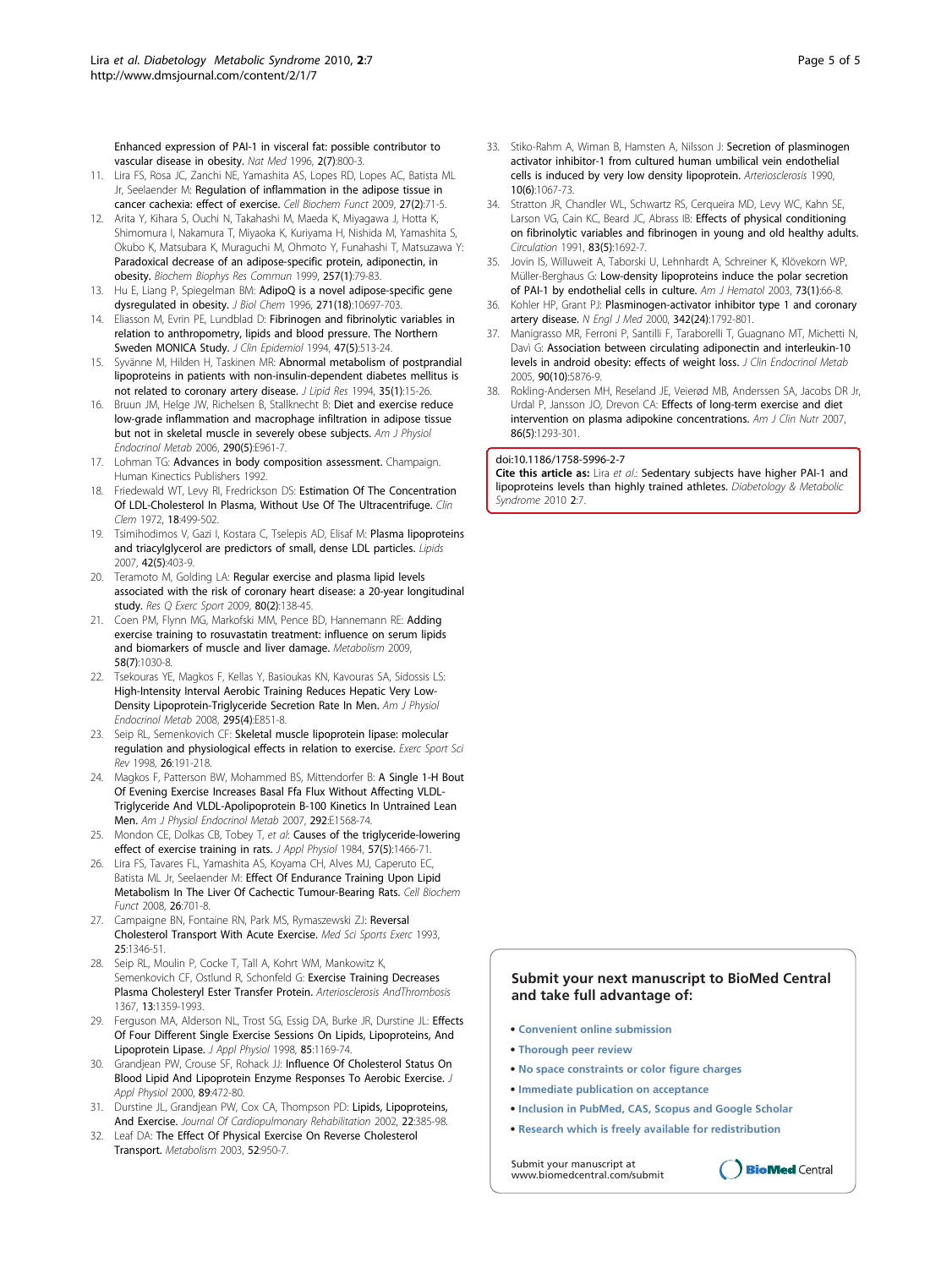Enhanced expression of PAI-1 in visceral fat: possible contributor to vascular disease in obesity. *Nat Med* 1996, **2(7)**:800-3.

11. Lira FS, Rosa JC, Zanchi NE, Yamashita AS, Lopes RD, Lopes AC, Batista ML Jr, Seelaender M: Regulation of inflammation in the adipose tissue in cancer cachexia: effect of exercise. *Cell Biochem Funct* 2009, **27(2)**:71-5.
12. Arita Y, Kihara S, Ouchi N, Takahashi M, Maeda K, Miyagawa J, Hotta K, Shimomura I, Nakamura T, Miyaoka K, Kuriyama H, Nishida M, Yamashita S, Okubo K, Matsubara K, Muraguchi M, Ohmoto Y, Funahashi T, Matsuzawa Y: Paradoxical decrease of an adipose-specific protein, adiponectin, in obesity. *Biochem Biophys Res Commun* 1999, **257(1)**:79-83.
13. Hu E, Liang P, Spiegelman BM: AdipoQ is a novel adipose-specific gene dysregulated in obesity. *J Biol Chem* 1996, **271(18)**:10697-703.
14. Eliasson M, Evrin PE, Lundblad D: Fibrinogen and fibrinolytic variables in relation to anthropometry, lipids and blood pressure. The Northern Sweden MONICA Study. *J Clin Epidemiol* 1994, **47(5)**:513-24.
15. Syvänne M, Hilden H, Taskinen MR: Abnormal metabolism of postprandial lipoproteins in patients with non-insulin-dependent diabetes mellitus is not related to coronary artery disease. *J Lipid Res* 1994, **35(1)**:15-26.
16. Bruun JM, Helge JW, Richelsen B, Stallknecht B: Diet and exercise reduce low-grade inflammation and macrophage infiltration in adipose tissue but not in skeletal muscle in severely obese subjects. *Am J Physiol Endocrinol Metab* 2006, **290(5)**:E961-7.
17. Lohman TG: Advances in body composition assessment. Champaign. Human Kinectics Publishers 1992.
18. Friedewald WT, Levy RI, Fredrickson DS: Estimation Of The Concentration Of LDL-Cholesterol In Plasma, Without Use Of The Ultracentrifuge. *Clin Clem* 1972, **18**:499-502.
19. Tsimihodimos V, Gazi I, Kostara C, Tselepis AD, Elisaf M: Plasma lipoproteins and triacylglycerol are predictors of small, dense LDL particles. *Lipids* 2007, **42(5)**:403-9.
20. Teramoto M, Golding LA: Regular exercise and plasma lipid levels associated with the risk of coronary heart disease: a 20-year longitudinal study. *Res Q Exerc Sport* 2009, **80(2)**:138-45.
21. Coen PM, Flynn MG, Markofski MM, Pence BD, Hannemann RE: Adding exercise training to rosuvastatin treatment: influence on serum lipids and biomarkers of muscle and liver damage. *Metabolism* 2009, **58(7)**:1030-8.
22. Tsekouras YE, Magkos F, Kellas Y, Basioukas KN, Kavouras SA, Sidossis LS: High-Intensity Interval Aerobic Training Reduces Hepatic Very Low-Density Lipoprotein-Triglyceride Secretion Rate In Men. *Am J Physiol Endocrinol Metab* 2008, **295(4)**:E851-8.
23. Seip RL, Semenkovich CF: Skeletal muscle lipoprotein lipase: molecular regulation and physiological effects in relation to exercise. *Exerc Sport Sci Rev* 1998, **26**:191-218.
24. Magkos F, Patterson BW, Mohammed BS, Mittendorfer B: A Single 1-H Bout Of Evening Exercise Increases Basal Ffa Flux Without Affecting VLDL-Triglyceride And VLDL-Apolipoprotein B-100 Kinetics In Untrained Lean Men. *Am J Physiol Endocrinol Metab* 2007, **292**:E1568-74.
25. Mondon CE, Dolkas CB, Tobey T, *et al*: Causes of the triglyceride-lowering effect of exercise training in rats. *J Appl Physiol* 1984, **57(5)**:1466-71.
26. Lira FS, Tavares FL, Yamashita AS, Koyama CH, Alves MJ, Caperuto EC, Batista ML Jr, Seelaender M: Effect Of Endurance Training Upon Lipid Metabolism In The Liver Of Cachectic Tumour-Bearing Rats. *Cell Biochem Funct* 2008, **26**:701-8.
27. Campaigne BN, Fontaine RN, Park MS, Rymaszewski ZJ: Reversal Cholesterol Transport With Acute Exercise. *Med Sci Sports Exerc* 1993, **25**:1346-51.
28. Seip RL, Moulin P, Cocke T, Tall A, Kohrt WM, Mankowitz K, Semenkovich CF, Ostlund R, Schonfeld G: Exercise Training Decreases Plasma Cholesteryl Ester Transfer Protein. *Arteriosclerosis AndThrombosis* 1367, **13**:1359-1993.
29. Ferguson MA, Alderson NL, Trost SG, Essig DA, Burke JR, Durstine JL: Effects Of Four Different Single Exercise Sessions On Lipids, Lipoproteins, And Lipoprotein Lipase. *J Appl Physiol* 1998, **85**:1169-74.
30. Grandjean PW, Crouse SF, Rohack JJ: Influence Of Cholesterol Status On Blood Lipid And Lipoprotein Enzyme Responses To Aerobic Exercise. *J Appl Physiol* 2000, **89**:472-80.
31. Durstine JL, Grandjean PW, Cox CA, Thompson PD: Lipids, Lipoproteins, And Exercise. *Journal Of Cardiopulmonary Rehabilitation* 2002, **22**:385-98.
32. Leaf DA: The Effect Of Physical Exercise On Reverse Cholesterol Transport. *Metabolism* 2003, **52**:950-7.
33. Stiko-Rahm A, Wiman B, Hamsten A, Nilsson J: Secretion of plasminogen activator inhibitor-1 from cultured human umbilical vein endothelial cells is induced by very low density lipoprotein. *Arteriosclerosis* 1990, **10(6)**:1067-73.
34. Stratton JR, Chandler WL, Schwartz RS, Cerqueira MD, Levy WC, Kahn SE, Larson VG, Cain KC, Beard JC, Abrass IB: Effects of physical conditioning on fibrinolytic variables and fibrinogen in young and old healthy adults. *Circulation* 1991, **83(5)**:1692-7.
35. Jovin IS, Willuweit A, Taborski U, Lehnhardt A, Schreiner K, Klövekorn WP, Müller-Berghaus G: Low-density lipoproteins induce the polar secretion of PAI-1 by endothelial cells in culture. *Am J Hematol* 2003, **73(1)**:66-8.
36. Kohler HP, Grant PJ: Plasminogen-activator inhibitor type 1 and coronary artery disease. *N Engl J Med* 2000, **342(24)**:1792-801.
37. Manigrasso MR, Ferroni P, Santilli F, Taraborelli T, Guagnano MT, Michetti N, Davì G: Association between circulating adiponectin and interleukin-10 levels in android obesity: effects of weight loss. *J Clin Endocrinol Metab* 2005, **90(10)**:5876-9.
38. Rokling-Andersen MH, Reseland JE, Veierød MB, Anderssen SA, Jacobs DR Jr, Urdal P, Jansson JO, Drevon CA: Effects of long-term exercise and diet intervention on plasma adipokine concentrations. *Am J Clin Nutr* 2007, **86(5)**:1293-301.

doi:10.1186/1758-5996-2-7

**Cite this article as:** Lira *et al.*: Sedentary subjects have higher PAI-1 and lipoproteins levels than highly trained athletes. *Diabetology & Metabolic Syndrome* 2010 **2**:7.

**Submit your next manuscript to BioMed Central and take full advantage of:**

- Convenient online submission
- Thorough peer review
- No space constraints or color figure charges
- Immediate publication on acceptance
- Inclusion in PubMed, CAS, Scopus and Google Scholar
- Research which is freely available for redistribution

Submit your manuscript at
www.biomedcentral.com/submit

BioMed Central